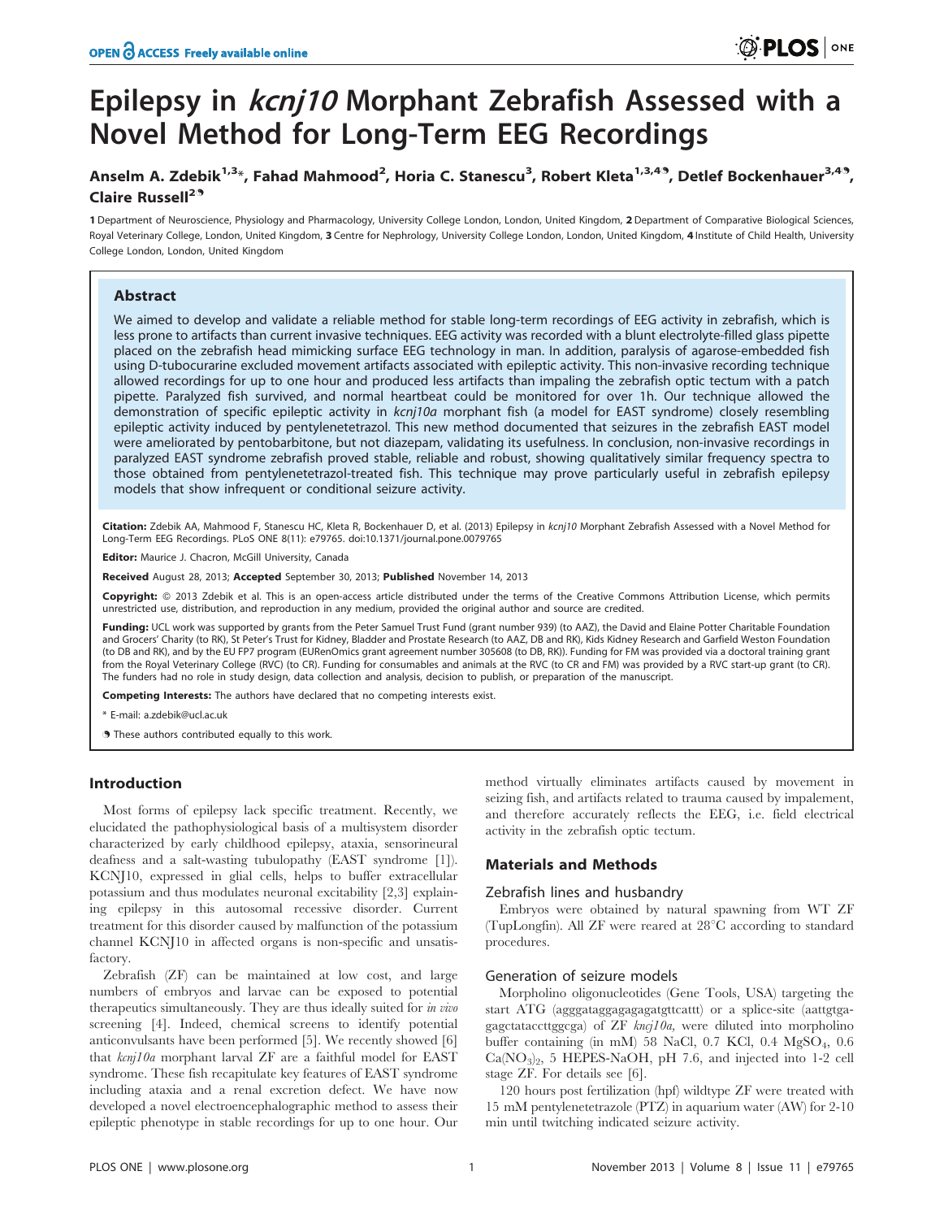# Epilepsy in *kcnj10* Morphant Zebrafish Assessed with a Novel Method for Long-Term EEG Recordings

**Anselm A. Zdebik[1,3]\*, Fahad Mahmood[2], Horia C. Stanescu[3], Robert Kleta[1,3,4¶], Detlef Bockenhauer[3,4¶], Claire Russell[2¶]**

1 Department of Neuroscience, Physiology and Pharmacology, University College London, London, United Kingdom, 2 Department of Comparative Biological Sciences, Royal Veterinary College, London, United Kingdom, 3 Centre for Nephrology, University College London, London, United Kingdom, 4 Institute of Child Health, University College London, London, United Kingdom

## Abstract

We aimed to develop and validate a reliable method for stable long-term recordings of EEG activity in zebrafish, which is less prone to artifacts than current invasive techniques. EEG activity was recorded with a blunt electrolyte-filled glass pipette placed on the zebrafish head mimicking surface EEG technology in man. In addition, paralysis of agarose-embedded fish using D-tubocurarine excluded movement artifacts associated with epileptic activity. This non-invasive recording technique allowed recordings for up to one hour and produced less artifacts than impaling the zebrafish optic tectum with a patch pipette. Paralyzed fish survived, and normal heartbeat could be monitored for over 1h. Our technique allowed the demonstration of specific epileptic activity in *kcnj10a* morphant fish (a model for EAST syndrome) closely resembling epileptic activity induced by pentylenetetrazol. This new method documented that seizures in the zebrafish EAST model were ameliorated by pentobarbitone, but not diazepam, validating its usefulness. In conclusion, non-invasive recordings in paralyzed EAST syndrome zebrafish proved stable, reliable and robust, showing qualitatively similar frequency spectra to those obtained from pentylenetetrazol-treated fish. This technique may prove particularly useful in zebrafish epilepsy models that show infrequent or conditional seizure activity.

**Citation:** Zdebik AA, Mahmood F, Stanescu HC, Kleta R, Bockenhauer D, et al. (2013) Epilepsy in *kcnj10* Morphant Zebrafish Assessed with a Novel Method for Long-Term EEG Recordings. PLoS ONE 8(11): e79765. doi:10.1371/journal.pone.0079765

**Editor:** Maurice J. Chacron, McGill University, Canada

**Received** August 28, 2013; **Accepted** September 30, 2013; **Published** November 14, 2013

**Copyright:** © 2013 Zdebik et al. This is an open-access article distributed under the terms of the Creative Commons Attribution License, which permits unrestricted use, distribution, and reproduction in any medium, provided the original author and source are credited.

**Funding:** UCL work was supported by grants from the Peter Samuel Trust Fund (grant number 939) (to AAZ), the David and Elaine Potter Charitable Foundation and Grocers' Charity (to RK), St Peter's Trust for Kidney, Bladder and Prostate Research (to AAZ, DB and RK), Kids Kidney Research and Garfield Weston Foundation (to DB and RK), and by the EU FP7 program (EURenOmics grant agreement number 305608 (to DB, RK)). Funding for FM was provided via a doctoral training grant from the Royal Veterinary College (RVC) (to CR). Funding for consumables and animals at the RVC (to CR and FM) was provided by a RVC start-up grant (to CR). The funders had no role in study design, data collection and analysis, decision to publish, or preparation of the manuscript.

**Competing Interests:** The authors have declared that no competing interests exist.

\* E-mail: a.zdebik@ucl.ac.uk

¶ These authors contributed equally to this work.

## Introduction

Most forms of epilepsy lack specific treatment. Recently, we elucidated the pathophysiological basis of a multisystem disorder characterized by early childhood epilepsy, ataxia, sensorineural deafness and a salt-wasting tubulopathy (EAST syndrome [1]). KCNJ10, expressed in glial cells, helps to buffer extracellular potassium and thus modulates neuronal excitability [2,3] explaining epilepsy in this autosomal recessive disorder. Current treatment for this disorder caused by malfunction of the potassium channel KCNJ10 in affected organs is non-specific and unsatisfactory.

Zebrafish (ZF) can be maintained at low cost, and large numbers of embryos and larvae can be exposed to potential therapeutics simultaneously. They are thus ideally suited for *in vivo* screening [4]. Indeed, chemical screens to identify potential anticonvulsants have been performed [5]. We recently showed [6] that *kcnj10a* morphant larval ZF are a faithful model for EAST syndrome. These fish recapitulate key features of EAST syndrome including ataxia and a renal excretion defect. We have now developed a novel electroencephalographic method to assess their epileptic phenotype in stable recordings for up to one hour. Our method virtually eliminates artifacts caused by movement in seizing fish, and artifacts related to trauma caused by impalement, and therefore accurately reflects the EEG, i.e. field electrical activity in the zebrafish optic tectum.

## Materials and Methods

### Zebrafish lines and husbandry

Embryos were obtained by natural spawning from WT ZF (TupLongfin). All ZF were reared at 28°C according to standard procedures.

### Generation of seizure models

Morpholino oligonucleotides (Gene Tools, USA) targeting the start ATG (agggataggagagagatgttcattt) or a splice-site (aattgtgagagctataccttggcga) of ZF *kncj10a*, were diluted into morpholino buffer containing (in mM) 58 NaCl, 0.7 KCl, 0.4 $MgSO_4$, 0.6 $Ca(NO_3)_2$, 5 HEPES-NaOH, pH 7.6, and injected into 1-2 cell stage ZF. For details see [6].

120 hours post fertilization (hpf) wildtype ZF were treated with 15 mM pentylenetetrazole (PTZ) in aquarium water (AW) for 2-10 min until twitching indicated seizure activity.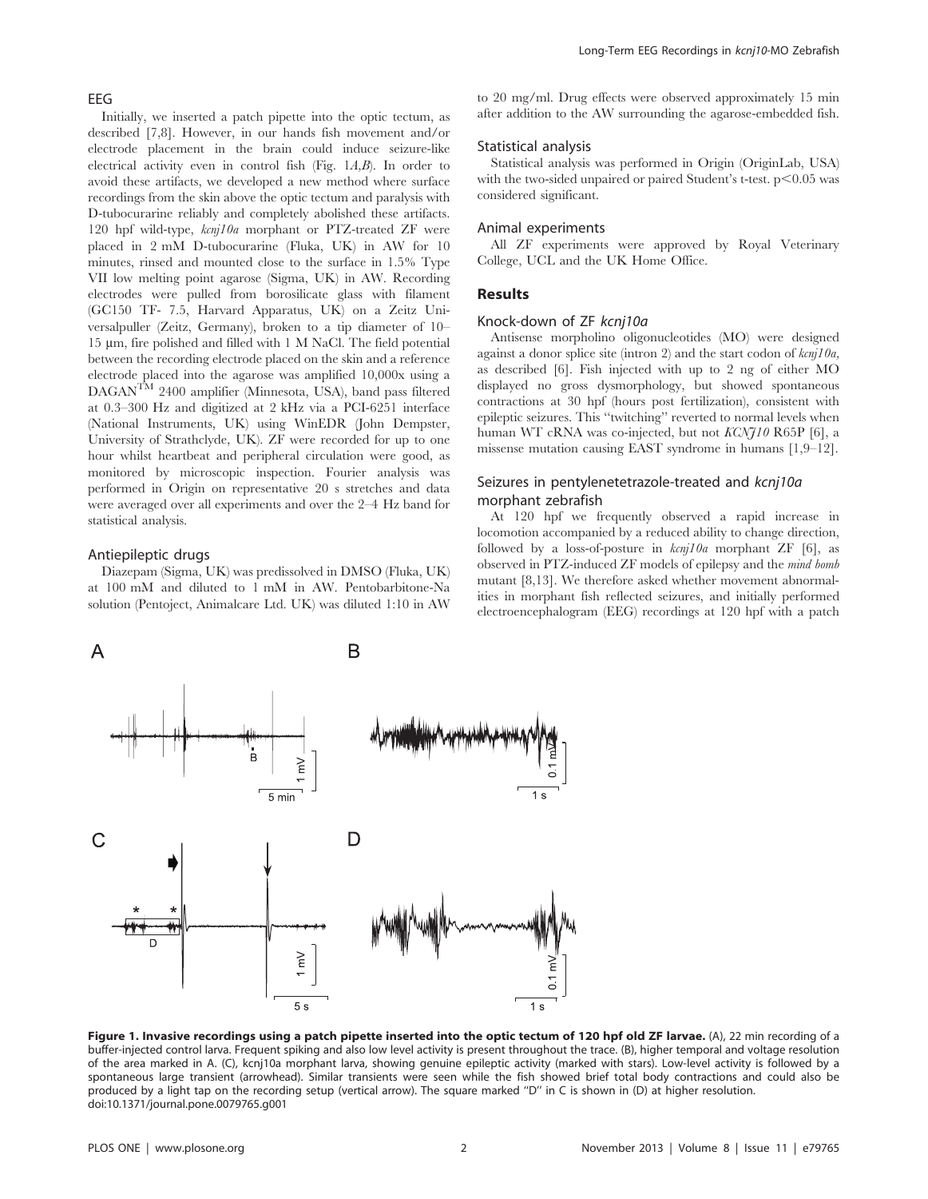### EEG

Initially, we inserted a patch pipette into the optic tectum, as described [7,8]. However, in our hands fish movement and/or electrode placement in the brain could induce seizure-like electrical activity even in control fish (Fig. 1*A,B*). In order to avoid these artifacts, we developed a new method where surface recordings from the skin above the optic tectum and paralysis with D-tubocurarine reliably and completely abolished these artifacts. 120 hpf wild-type, *kcnj10a* morphant or PTZ-treated ZF were placed in 2 mM D-tubocurarine (Fluka, UK) in AW for 10 minutes, rinsed and mounted close to the surface in 1.5% Type VII low melting point agarose (Sigma, UK) in AW. Recording electrodes were pulled from borosilicate glass with filament (GC150 TF- 7.5, Harvard Apparatus, UK) on a Zeitz Universalpuller (Zeitz, Germany), broken to a tip diameter of 10–15 µm, fire polished and filled with 1 M NaCl. The field potential between the recording electrode placed on the skin and a reference electrode placed into the agarose was amplified 10,000x using a DAGAN™ 2400 amplifier (Minnesota, USA), band pass filtered at 0.3–300 Hz and digitized at 2 kHz via a PCI-6251 interface (National Instruments, UK) using WinEDR (John Dempster, University of Strathclyde, UK). ZF were recorded for up to one hour whilst heartbeat and peripheral circulation were good, as monitored by microscopic inspection. Fourier analysis was performed in Origin on representative 20 s stretches and data were averaged over all experiments and over the 2–4 Hz band for statistical analysis.

### Antiepileptic drugs

Diazepam (Sigma, UK) was predissolved in DMSO (Fluka, UK) at 100 mM and diluted to 1 mM in AW. Pentobarbitone-Na solution (Pentoject, Animalcare Ltd. UK) was diluted 1:10 in AW to 20 mg/ml. Drug effects were observed approximately 15 min after addition to the AW surrounding the agarose-embedded fish.

### Statistical analysis

Statistical analysis was performed in Origin (OriginLab, USA) with the two-sided unpaired or paired Student's t-test. $p<0.05$ was considered significant.

### Animal experiments

All ZF experiments were approved by Royal Veterinary College, UCL and the UK Home Office.

## Results

### Knock-down of ZF *kcnj10a*

Antisense morpholino oligonucleotides (MO) were designed against a donor splice site (intron 2) and the start codon of *kcnj10a*, as described [6]. Fish injected with up to 2 ng of either MO displayed no gross dysmorphology, but showed spontaneous contractions at 30 hpf (hours post fertilization), consistent with epileptic seizures. This "twitching" reverted to normal levels when human WT cRNA was co-injected, but not *KCNJ10* R65P [6], a missense mutation causing EAST syndrome in humans [1,9–12].

### Seizures in pentylenetetrazole-treated and *kcnj10a* morphant zebrafish

At 120 hpf we frequently observed a rapid increase in locomotion accompanied by a reduced ability to change direction, followed by a loss-of-posture in *kcnj10a* morphant ZF [6], as observed in PTZ-induced ZF models of epilepsy and the *mind bomb* mutant [8,13]. We therefore asked whether movement abnormalities in morphant fish reflected seizures, and initially performed electroencephalogram (EEG) recordings at 120 hpf with a patch

**Figure 1. Invasive recordings using a patch pipette inserted into the optic tectum of 120 hpf old ZF larvae.** (A), 22 min recording of a buffer-injected control larva. Frequent spiking and also low level activity is present throughout the trace. (B), higher temporal and voltage resolution of the area marked in A. (C), kcnj10a morphant larva, showing genuine epileptic activity (marked with stars). Low-level activity is followed by a spontaneous large transient (arrowhead). Similar transients were seen while the fish showed brief total body contractions and could also be produced by a light tap on the recording setup (vertical arrow). The square marked "D" in C is shown in (D) at higher resolution.
doi:10.1371/journal.pone.0079765.g001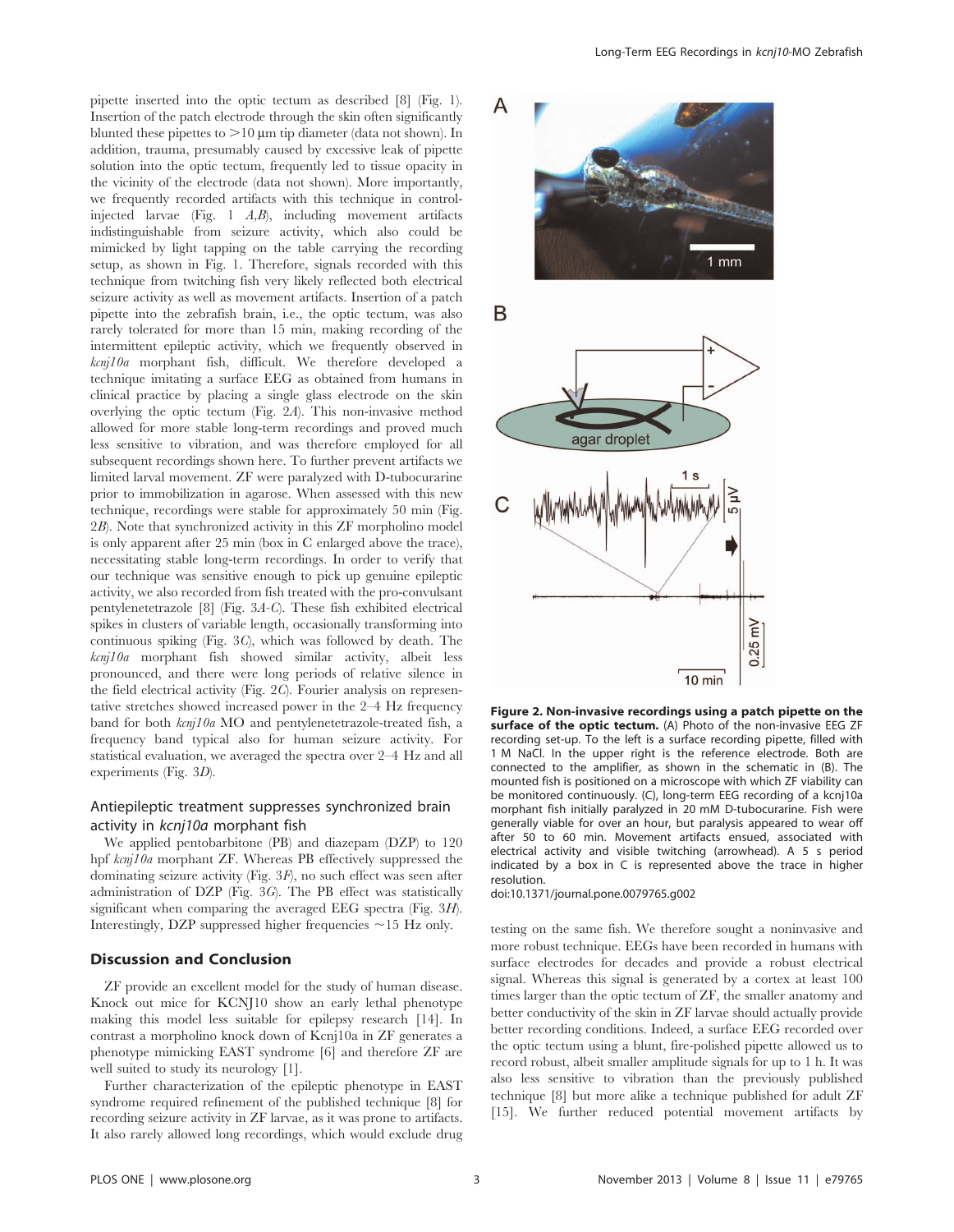pipette inserted into the optic tectum as described [8] (Fig. 1). Insertion of the patch electrode through the skin often significantly blunted these pipettes to >10 µm tip diameter (data not shown). In addition, trauma, presumably caused by excessive leak of pipette solution into the optic tectum, frequently led to tissue opacity in the vicinity of the electrode (data not shown). More importantly, we frequently recorded artifacts with this technique in control-injected larvae (Fig. 1 *A,B*), including movement artifacts indistinguishable from seizure activity, which also could be mimicked by light tapping on the table carrying the recording setup, as shown in Fig. 1. Therefore, signals recorded with this technique from twitching fish very likely reflected both electrical seizure activity as well as movement artifacts. Insertion of a patch pipette into the zebrafish brain, i.e., the optic tectum, was also rarely tolerated for more than 15 min, making recording of the intermittent epileptic activity, which we frequently observed in *kcnj10a* morphant fish, difficult. We therefore developed a technique imitating a surface EEG as obtained from humans in clinical practice by placing a single glass electrode on the skin overlying the optic tectum (Fig. 2*A*). This non-invasive method allowed for more stable long-term recordings and proved much less sensitive to vibration, and was therefore employed for all subsequent recordings shown here. To further prevent artifacts we limited larval movement. ZF were paralyzed with D-tubocurarine prior to immobilization in agarose. When assessed with this new technique, recordings were stable for approximately 50 min (Fig. 2*B*). Note that synchronized activity in this ZF morpholino model is only apparent after 25 min (box in C enlarged above the trace), necessitating stable long-term recordings. In order to verify that our technique was sensitive enough to pick up genuine epileptic activity, we also recorded from fish treated with the pro-convulsant pentylenetetrazole [8] (Fig. 3*A-C*). These fish exhibited electrical spikes in clusters of variable length, occasionally transforming into continuous spiking (Fig. 3*C*), which was followed by death. The *kcnj10a* morphant fish showed similar activity, albeit less pronounced, and there were long periods of relative silence in the field electrical activity (Fig. 2*C*). Fourier analysis on representative stretches showed increased power in the 2–4 Hz frequency band for both *kcnj10a* MO and pentylenetetrazole-treated fish, a frequency band typical also for human seizure activity. For statistical evaluation, we averaged the spectra over 2–4 Hz and all experiments (Fig. 3*D*).

## Antiepileptic treatment suppresses synchronized brain activity in *kcnj10a* morphant fish

We applied pentobarbitone (PB) and diazepam (DZP) to 120 hpf *kcnj10a* morphant ZF. Whereas PB effectively suppressed the dominating seizure activity (Fig. 3*F*), no such effect was seen after administration of DZP (Fig. 3*G*). The PB effect was statistically significant when comparing the averaged EEG spectra (Fig. 3*H*). Interestingly, DZP suppressed higher frequencies ~15 Hz only.

## Discussion and Conclusion

ZF provide an excellent model for the study of human disease. Knock out mice for KCNJ10 show an early lethal phenotype making this model less suitable for epilepsy research [14]. In contrast a morpholino knock down of Kcnj10a in ZF generates a phenotype mimicking EAST syndrome [6] and therefore ZF are well suited to study its neurology [1].

Further characterization of the epileptic phenotype in EAST syndrome required refinement of the published technique [8] for recording seizure activity in ZF larvae, as it was prone to artifacts. It also rarely allowed long recordings, which would exclude drug testing on the same fish. We therefore sought a noninvasive and more robust technique. EEGs have been recorded in humans with surface electrodes for decades and provide a robust electrical signal. Whereas this signal is generated by a cortex at least 100 times larger than the optic tectum of ZF, the smaller anatomy and better conductivity of the skin in ZF larvae should actually provide better recording conditions. Indeed, a surface EEG recorded over the optic tectum using a blunt, fire-polished pipette allowed us to record robust, albeit smaller amplitude signals for up to 1 h. It was also less sensitive to vibration than the previously published technique [8] but more alike a technique published for adult ZF [15]. We further reduced potential movement artifacts by

**Figure 2. Non-invasive recordings using a patch pipette on the surface of the optic tectum.** (A) Photo of the non-invasive EEG ZF recording set-up. To the left is a surface recording pipette, filled with 1 M NaCl. In the upper right is the reference electrode. Both are connected to the amplifier, as shown in the schematic in (B). The mounted fish is positioned on a microscope with which ZF viability can be monitored continuously. (C), long-term EEG recording of a kcnj10a morphant fish initially paralyzed in 20 mM D-tubocurarine. Fish were generally viable for over an hour, but paralysis appeared to wear off after 50 to 60 min. Movement artifacts ensued, associated with electrical activity and visible twitching (arrowhead). A 5 s period indicated by a box in C is represented above the trace in higher resolution.
doi:10.1371/journal.pone.0079765.g002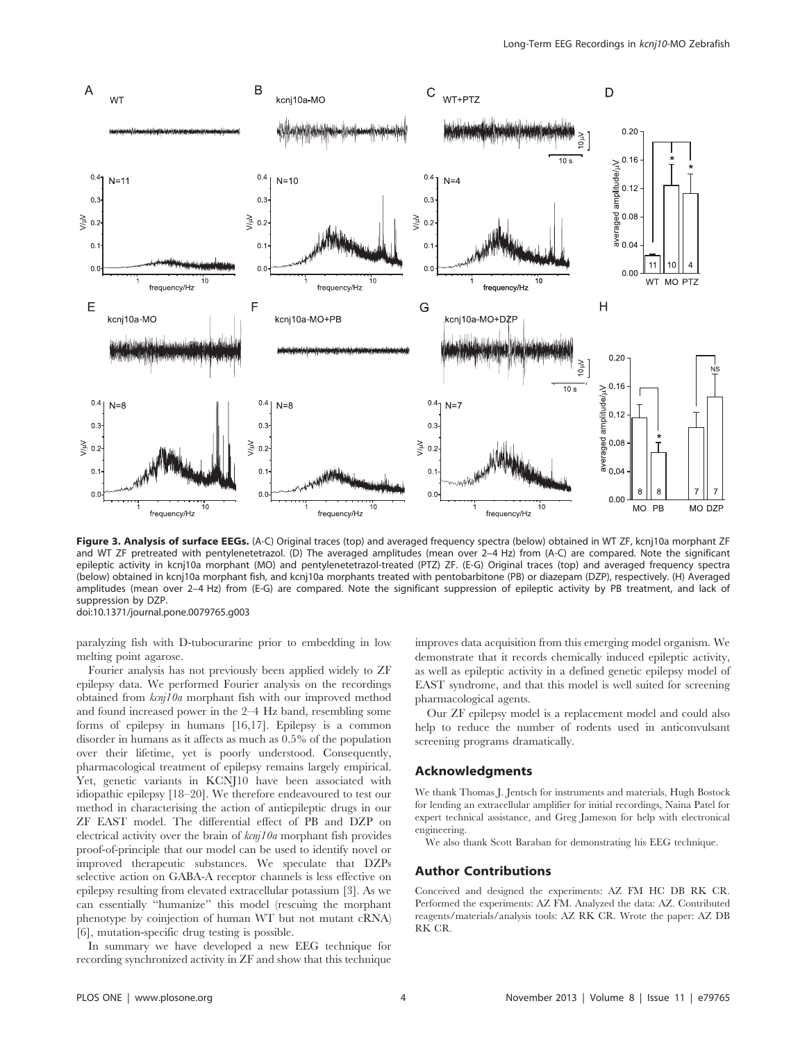**Figure 3. Analysis of surface EEGs.** (A-C) Original traces (top) and averaged frequency spectra (below) obtained in WT ZF, kcnj10a morphant ZF and WT ZF pretreated with pentylenetetrazol. (D) The averaged amplitudes (mean over 2–4 Hz) from (A-C) are compared. Note the significant epileptic activity in kcnj10a morphant (MO) and pentylenetetrazol-treated (PTZ) ZF. (E-G) Original traces (top) and averaged frequency spectra (below) obtained in kcnj10a morphant fish, and kcnj10a morphants treated with pentobarbitone (PB) or diazepam (DZP), respectively. (H) Averaged amplitudes (mean over 2–4 Hz) from (E-G) are compared. Note the significant suppression of epileptic activity by PB treatment, and lack of suppression by DZP.
doi:10.1371/journal.pone.0079765.g003

paralyzing fish with D-tubocurarine prior to embedding in low melting point agarose.

Fourier analysis has not previously been applied widely to ZF epilepsy data. We performed Fourier analysis on the recordings obtained from *kcnj10a* morphant fish with our improved method and found increased power in the 2–4 Hz band, resembling some forms of epilepsy in humans [16,17]. Epilepsy is a common disorder in humans as it affects as much as 0.5% of the population over their lifetime, yet is poorly understood. Consequently, pharmacological treatment of epilepsy remains largely empirical. Yet, genetic variants in KCNJ10 have been associated with idiopathic epilepsy [18–20]. We therefore endeavoured to test our method in characterising the action of antiepileptic drugs in our ZF EAST model. The differential effect of PB and DZP on electrical activity over the brain of *kcnj10a* morphant fish provides proof-of-principle that our model can be used to identify novel or improved therapeutic substances. We speculate that DZPs selective action on GABA-A receptor channels is less effective on epilepsy resulting from elevated extracellular potassium [3]. As we can essentially ''humanize'' this model (rescuing the morphant phenotype by coinjection of human WT but not mutant cRNA) [6], mutation-specific drug testing is possible.

In summary we have developed a new EEG technique for recording synchronized activity in ZF and show that this technique improves data acquisition from this emerging model organism. We demonstrate that it records chemically induced epileptic activity, as well as epileptic activity in a defined genetic epilepsy model of EAST syndrome, and that this model is well suited for screening pharmacological agents.

Our ZF epilepsy model is a replacement model and could also help to reduce the number of rodents used in anticonvulsant screening programs dramatically.

## Acknowledgments

We thank Thomas J. Jentsch for instruments and materials, Hugh Bostock for lending an extracellular amplifier for initial recordings, Naina Patel for expert technical assistance, and Greg Jameson for help with electronical engineering.

We also thank Scott Baraban for demonstrating his EEG technique.

## Author Contributions

Conceived and designed the experiments: AZ FM HC DB RK CR. Performed the experiments: AZ FM. Analyzed the data: AZ. Contributed reagents/materials/analysis tools: AZ RK CR. Wrote the paper: AZ DB RK CR.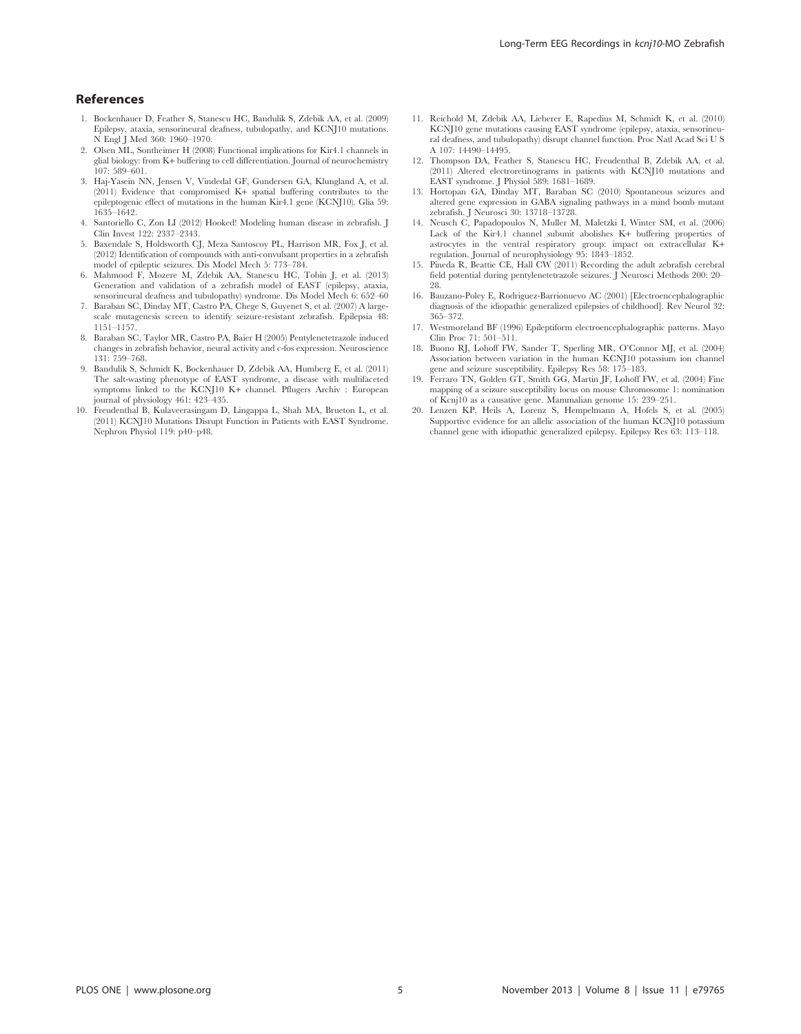## References

1. Bockenhauer D, Feather S, Stanescu HC, Bandulik S, Zdebik AA, et al. (2009) Epilepsy, ataxia, sensorineural deafness, tubulopathy, and KCNJ10 mutations. N Engl J Med 360: 1960–1970.
2. Olsen ML, Sontheimer H (2008) Functional implications for Kir4.1 channels in glial biology: from K+ buffering to cell differentiation. Journal of neurochemistry 107: 589–601.
3. Haj-Yasein NN, Jensen V, Vindedal GF, Gundersen GA, Klungland A, et al. (2011) Evidence that compromised K+ spatial buffering contributes to the epileptogenic effect of mutations in the human Kir4.1 gene (KCNJ10). Glia 59: 1635–1642.
4. Santoriello C, Zon LI (2012) Hooked! Modeling human disease in zebrafish. J Clin Invest 122: 2337–2343.
5. Baxendale S, Holdsworth CJ, Meza Santoscoy PL, Harrison MR, Fox J, et al. (2012) Identification of compounds with anti-convulsant properties in a zebrafish model of epileptic seizures. Dis Model Mech 5: 773–784.
6. Mahmood F, Mozere M, Zdebik AA, Stanescu HC, Tobin J, et al. (2013) Generation and validation of a zebrafish model of EAST (epilepsy, ataxia, sensorineural deafness and tubulopathy) syndrome. Dis Model Mech 6: 652–60
7. Baraban SC, Dinday MT, Castro PA, Chege S, Guyenet S, et al. (2007) A large-scale mutagenesis screen to identify seizure-resistant zebrafish. Epilepsia 48: 1151–1157.
8. Baraban SC, Taylor MR, Castro PA, Baier H (2005) Pentylenetetrazole induced changes in zebrafish behavior, neural activity and c-fos expression. Neuroscience 131: 759–768.
9. Bandulik S, Schmidt K, Bockenhauer D, Zdebik AA, Humberg E, et al. (2011) The salt-wasting phenotype of EAST syndrome, a disease with multifaceted symptoms linked to the KCNJ10 K+ channel. Pflugers Archiv : European journal of physiology 461: 423–435.
10. Freudenthal B, Kulaveerasingam D, Lingappa L, Shah MA, Brueton L, et al. (2011) KCNJ10 Mutations Disrupt Function in Patients with EAST Syndrome. Nephron Physiol 119: p40–p48.
11. Reichold M, Zdebik AA, Lieberer E, Rapedius M, Schmidt K, et al. (2010) KCNJ10 gene mutations causing EAST syndrome (epilepsy, ataxia, sensorineural deafness, and tubulopathy) disrupt channel function. Proc Natl Acad Sci U S A 107: 14490–14495.
12. Thompson DA, Feather S, Stanescu HC, Freudenthal B, Zdebik AA, et al. (2011) Altered electroretinograms in patients with KCNJ10 mutations and EAST syndrome. J Physiol 589: 1681–1689.
13. Hortopan GA, Dinday MT, Baraban SC (2010) Spontaneous seizures and altered gene expression in GABA signaling pathways in a mind bomb mutant zebrafish. J Neurosci 30: 13718–13728.
14. Neusch C, Papadopoulos N, Muller M, Maletzki I, Winter SM, et al. (2006) Lack of the Kir4.1 channel subunit abolishes K+ buffering properties of astrocytes in the ventral respiratory group: impact on extracellular K+ regulation. Journal of neurophysiology 95: 1843–1852.
15. Pineda R, Beattie CE, Hall CW (2011) Recording the adult zebrafish cerebral field potential during pentylenetetrazole seizures. J Neurosci Methods 200: 20–28.
16. Bauzano-Poley E, Rodriguez-Barrionuevo AC (2001) [Electroencephalographic diagnosis of the idiopathic generalized epilepsies of childhood]. Rev Neurol 32: 365–372.
17. Westmoreland BF (1996) Epileptiform electroencephalographic patterns. Mayo Clin Proc 71: 501–511.
18. Buono RJ, Lohoff FW, Sander T, Sperling MR, O'Connor MJ, et al. (2004) Association between variation in the human KCNJ10 potassium ion channel gene and seizure susceptibility. Epilepsy Res 58: 175–183.
19. Ferraro TN, Golden GT, Smith GG, Martin JF, Lohoff FW, et al. (2004) Fine mapping of a seizure susceptibility locus on mouse Chromosome 1: nomination of Kcnj10 as a causative gene. Mammalian genome 15: 239–251.
20. Lenzen KP, Heils A, Lorenz S, Hempelmann A, Hofels S, et al. (2005) Supportive evidence for an allelic association of the human KCNJ10 potassium channel gene with idiopathic generalized epilepsy. Epilepsy Res 63: 113–118.